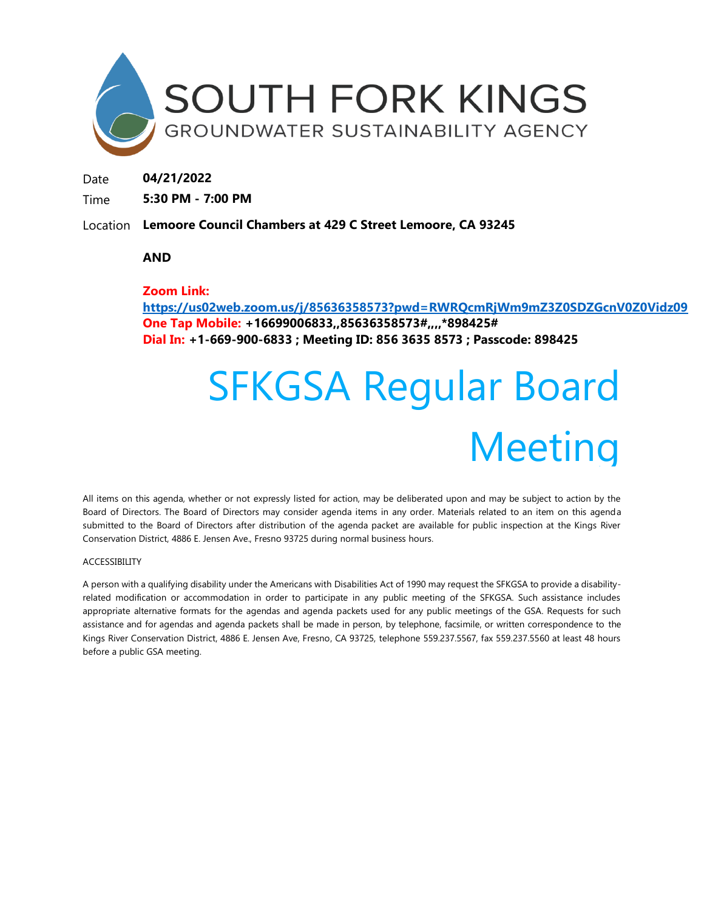# SOUTH FORK KINGS

## GROUNDWATER SUSTAINABILITY AGENCY

Date **04/21/2022**

Time **5:30 PM - 7:00 PM**

Location **Lemoore Council Chambers at 429 C Street Lemoore, CA 93245**

**AND**

**Zoom Link:**
**https://us02web.zoom.us/j/85636358573?pwd=RWRQcmRjWm9mZ3Z0SDZGcnV0Z0Vidz09**
**One Tap Mobile: +16699006833,,85636358573#,,,,*898425#**
**Dial In: +1-669-900-6833 ; Meeting ID: 856 3635 8573 ; Passcode: 898425**

# SFKGSA Regular Board Meeting

All items on this agenda, whether or not expressly listed for action, may be deliberated upon and may be subject to action by the Board of Directors. The Board of Directors may consider agenda items in any order. Materials related to an item on this agenda submitted to the Board of Directors after distribution of the agenda packet are available for public inspection at the Kings River Conservation District, 4886 E. Jensen Ave., Fresno 93725 during normal business hours.

ACCESSIBILITY

A person with a qualifying disability under the Americans with Disabilities Act of 1990 may request the SFKGSA to provide a disability-related modification or accommodation in order to participate in any public meeting of the SFKGSA. Such assistance includes appropriate alternative formats for the agendas and agenda packets used for any public meetings of the GSA. Requests for such assistance and for agendas and agenda packets shall be made in person, by telephone, facsimile, or written correspondence to the Kings River Conservation District, 4886 E. Jensen Ave, Fresno, CA 93725, telephone 559.237.5567, fax 559.237.5560 at least 48 hours before a public GSA meeting.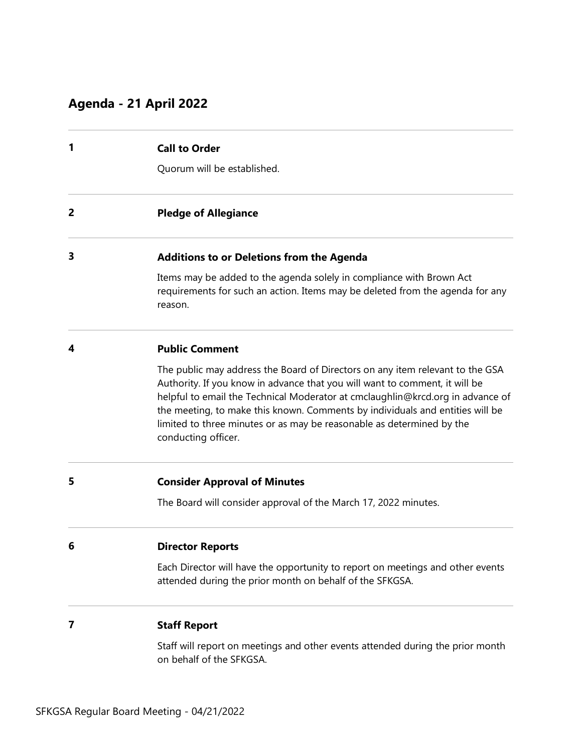## Agenda - 21 April 2022

**1** **Call to Order**

Quorum will be established.

**2** **Pledge of Allegiance**

**3** **Additions to or Deletions from the Agenda**

Items may be added to the agenda solely in compliance with Brown Act requirements for such an action. Items may be deleted from the agenda for any reason.

**4** **Public Comment**

The public may address the Board of Directors on any item relevant to the GSA Authority. If you know in advance that you will want to comment, it will be helpful to email the Technical Moderator at cmclaughlin@krcd.org in advance of the meeting, to make this known. Comments by individuals and entities will be limited to three minutes or as may be reasonable as determined by the conducting officer.

**5** **Consider Approval of Minutes**

The Board will consider approval of the March 17, 2022 minutes.

**6** **Director Reports**

Each Director will have the opportunity to report on meetings and other events attended during the prior month on behalf of the SFKGSA.

**7** **Staff Report**

Staff will report on meetings and other events attended during the prior month on behalf of the SFKGSA.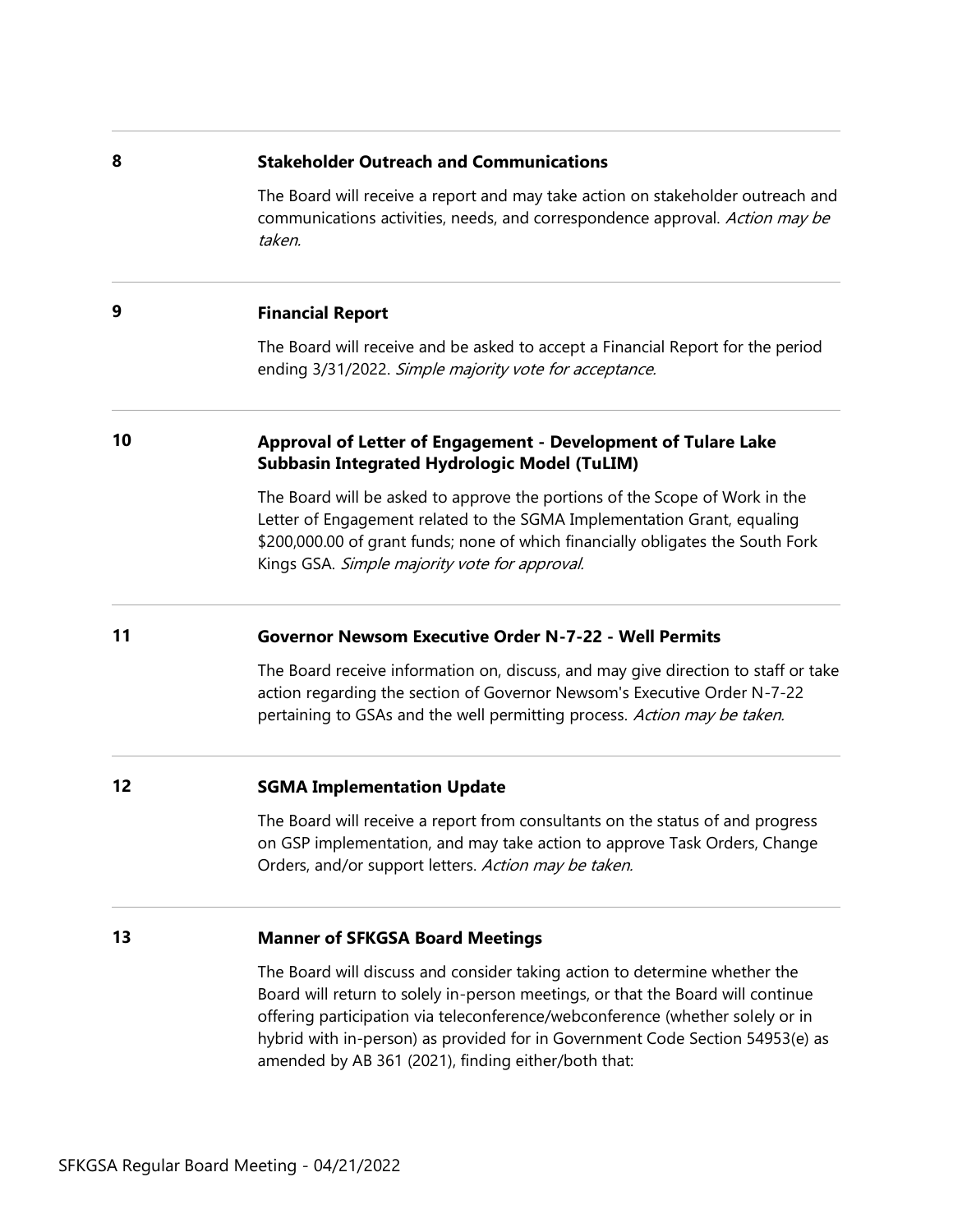**8** **Stakeholder Outreach and Communications**

The Board will receive a report and may take action on stakeholder outreach and communications activities, needs, and correspondence approval. *Action may be taken.*

---

**9** **Financial Report**

The Board will receive and be asked to accept a Financial Report for the period ending 3/31/2022. *Simple majority vote for acceptance.*

---

**10** **Approval of Letter of Engagement - Development of Tulare Lake Subbasin Integrated Hydrologic Model (TuLIM)**

The Board will be asked to approve the portions of the Scope of Work in the Letter of Engagement related to the SGMA Implementation Grant, equaling $200,000.00 of grant funds; none of which financially obligates the South Fork Kings GSA. *Simple majority vote for approval.*

---

**11** **Governor Newsom Executive Order N-7-22 - Well Permits**

The Board receive information on, discuss, and may give direction to staff or take action regarding the section of Governor Newsom's Executive Order N-7-22 pertaining to GSAs and the well permitting process. *Action may be taken.*

---

**12** **SGMA Implementation Update**

The Board will receive a report from consultants on the status of and progress on GSP implementation, and may take action to approve Task Orders, Change Orders, and/or support letters. *Action may be taken.*

---

**13** **Manner of SFKGSA Board Meetings**

The Board will discuss and consider taking action to determine whether the Board will return to solely in-person meetings, or that the Board will continue offering participation via teleconference/webconference (whether solely or in hybrid with in-person) as provided for in Government Code Section 54953(e) as amended by AB 361 (2021), finding either/both that: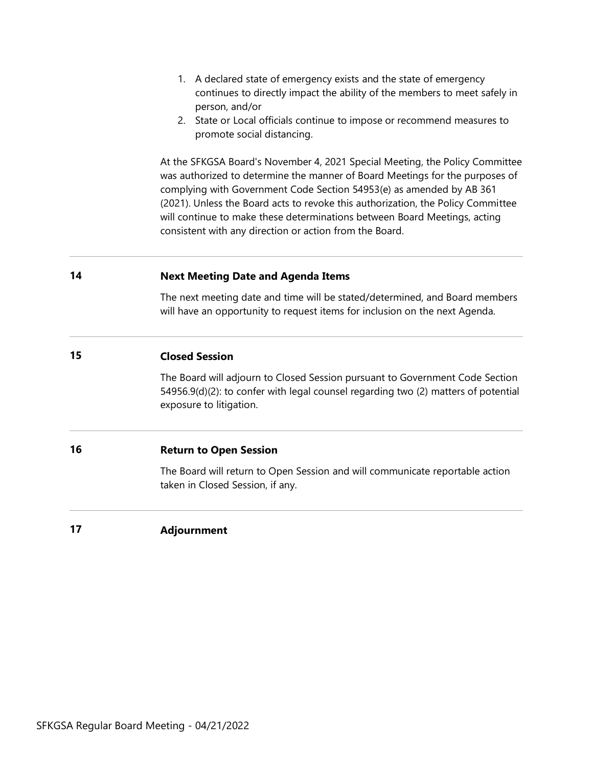1. A declared state of emergency exists and the state of emergency continues to directly impact the ability of the members to meet safely in person, and/or
2. State or Local officials continue to impose or recommend measures to promote social distancing.

At the SFKGSA Board's November 4, 2021 Special Meeting, the Policy Committee was authorized to determine the manner of Board Meetings for the purposes of complying with Government Code Section 54953(e) as amended by AB 361 (2021). Unless the Board acts to revoke this authorization, the Policy Committee will continue to make these determinations between Board Meetings, acting consistent with any direction or action from the Board.

---

**14** **Next Meeting Date and Agenda Items**

The next meeting date and time will be stated/determined, and Board members will have an opportunity to request items for inclusion on the next Agenda.

---

**15** **Closed Session**

The Board will adjourn to Closed Session pursuant to Government Code Section 54956.9(d)(2): to confer with legal counsel regarding two (2) matters of potential exposure to litigation.

---

**16** **Return to Open Session**

The Board will return to Open Session and will communicate reportable action taken in Closed Session, if any.

---

**17** **Adjournment**